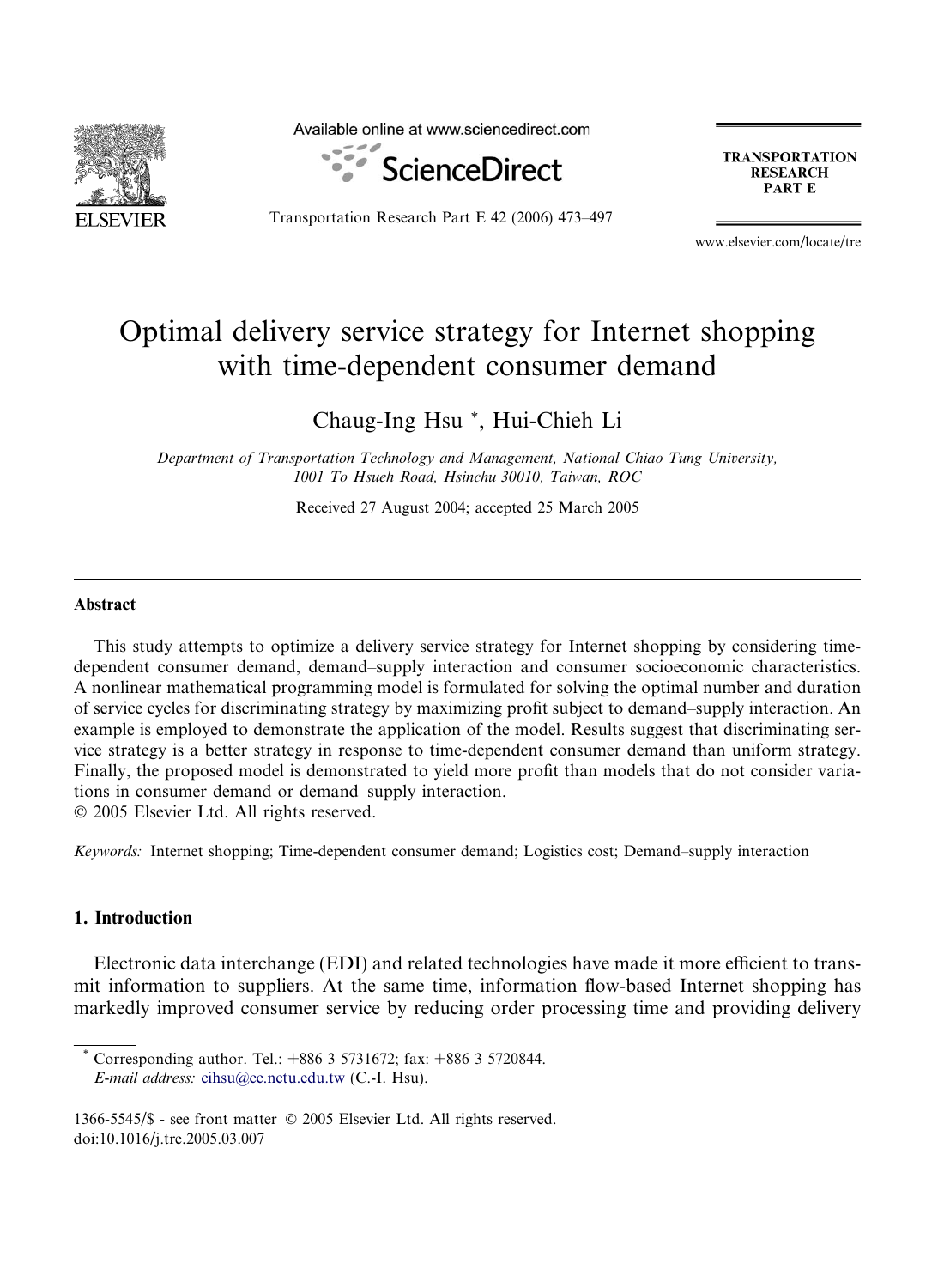# Optimal delivery service strategy for Internet shopping with time-dependent consumer demand

Chaug-Ing Hsu *, Hui-Chieh Li

*Department of Transportation Technology and Management, National Chiao Tung University, 1001 To Hsueh Road, Hsinchu 30010, Taiwan, ROC*

Received 27 August 2004; accepted 25 March 2005

## Abstract

This study attempts to optimize a delivery service strategy for Internet shopping by considering time-dependent consumer demand, demand–supply interaction and consumer socioeconomic characteristics. A nonlinear mathematical programming model is formulated for solving the optimal number and duration of service cycles for discriminating strategy by maximizing profit subject to demand–supply interaction. An example is employed to demonstrate the application of the model. Results suggest that discriminating service strategy is a better strategy in response to time-dependent consumer demand than uniform strategy. Finally, the proposed model is demonstrated to yield more profit than models that do not consider variations in consumer demand or demand–supply interaction.

© 2005 Elsevier Ltd. All rights reserved.

*Keywords:* Internet shopping; Time-dependent consumer demand; Logistics cost; Demand–supply interaction

## 1. Introduction

Electronic data interchange (EDI) and related technologies have made it more efficient to transmit information to suppliers. At the same time, information flow-based Internet shopping has markedly improved consumer service by reducing order processing time and providing delivery

---

* Corresponding author. Tel.: +886 3 5731672; fax: +886 3 5720844.
*E-mail address:* cihsu@cc.nctu.edu.tw (C.-I. Hsu).

1366-5545/$ - see front matter © 2005 Elsevier Ltd. All rights reserved.
doi:10.1016/j.tre.2005.03.007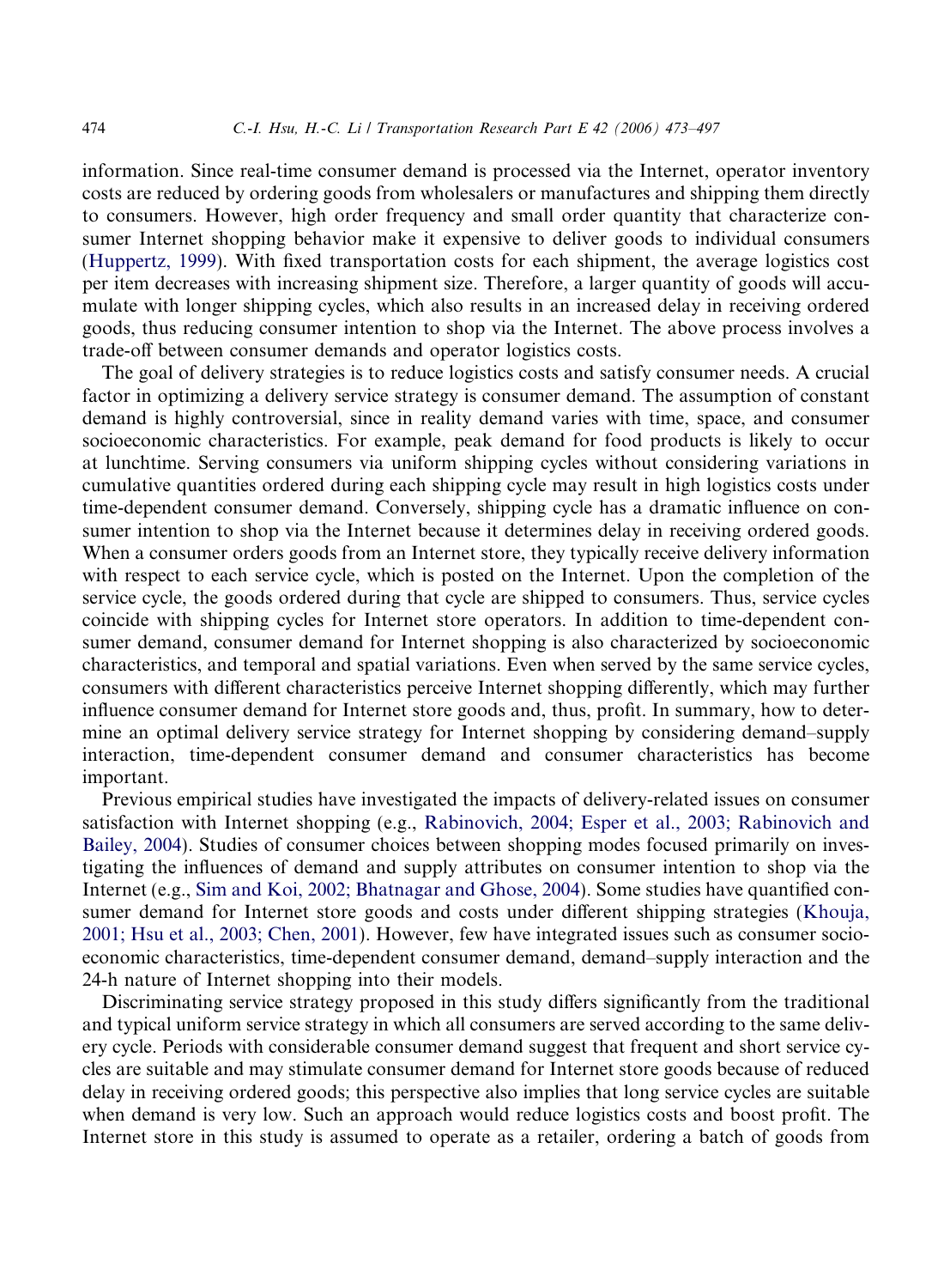information. Since real-time consumer demand is processed via the Internet, operator inventory costs are reduced by ordering goods from wholesalers or manufactures and shipping them directly to consumers. However, high order frequency and small order quantity that characterize consumer Internet shopping behavior make it expensive to deliver goods to individual consumers (Huppertz, 1999). With fixed transportation costs for each shipment, the average logistics cost per item decreases with increasing shipment size. Therefore, a larger quantity of goods will accumulate with longer shipping cycles, which also results in an increased delay in receiving ordered goods, thus reducing consumer intention to shop via the Internet. The above process involves a trade-off between consumer demands and operator logistics costs.

The goal of delivery strategies is to reduce logistics costs and satisfy consumer needs. A crucial factor in optimizing a delivery service strategy is consumer demand. The assumption of constant demand is highly controversial, since in reality demand varies with time, space, and consumer socioeconomic characteristics. For example, peak demand for food products is likely to occur at lunchtime. Serving consumers via uniform shipping cycles without considering variations in cumulative quantities ordered during each shipping cycle may result in high logistics costs under time-dependent consumer demand. Conversely, shipping cycle has a dramatic influence on consumer intention to shop via the Internet because it determines delay in receiving ordered goods. When a consumer orders goods from an Internet store, they typically receive delivery information with respect to each service cycle, which is posted on the Internet. Upon the completion of the service cycle, the goods ordered during that cycle are shipped to consumers. Thus, service cycles coincide with shipping cycles for Internet store operators. In addition to time-dependent consumer demand, consumer demand for Internet shopping is also characterized by socioeconomic characteristics, and temporal and spatial variations. Even when served by the same service cycles, consumers with different characteristics perceive Internet shopping differently, which may further influence consumer demand for Internet store goods and, thus, profit. In summary, how to determine an optimal delivery service strategy for Internet shopping by considering demand–supply interaction, time-dependent consumer demand and consumer characteristics has become important.

Previous empirical studies have investigated the impacts of delivery-related issues on consumer satisfaction with Internet shopping (e.g., Rabinovich, 2004; Esper et al., 2003; Rabinovich and Bailey, 2004). Studies of consumer choices between shopping modes focused primarily on investigating the influences of demand and supply attributes on consumer intention to shop via the Internet (e.g., Sim and Koi, 2002; Bhatnagar and Ghose, 2004). Some studies have quantified consumer demand for Internet store goods and costs under different shipping strategies (Khouja, 2001; Hsu et al., 2003; Chen, 2001). However, few have integrated issues such as consumer socioeconomic characteristics, time-dependent consumer demand, demand–supply interaction and the 24-h nature of Internet shopping into their models.

Discriminating service strategy proposed in this study differs significantly from the traditional and typical uniform service strategy in which all consumers are served according to the same delivery cycle. Periods with considerable consumer demand suggest that frequent and short service cycles are suitable and may stimulate consumer demand for Internet store goods because of reduced delay in receiving ordered goods; this perspective also implies that long service cycles are suitable when demand is very low. Such an approach would reduce logistics costs and boost profit. The Internet store in this study is assumed to operate as a retailer, ordering a batch of goods from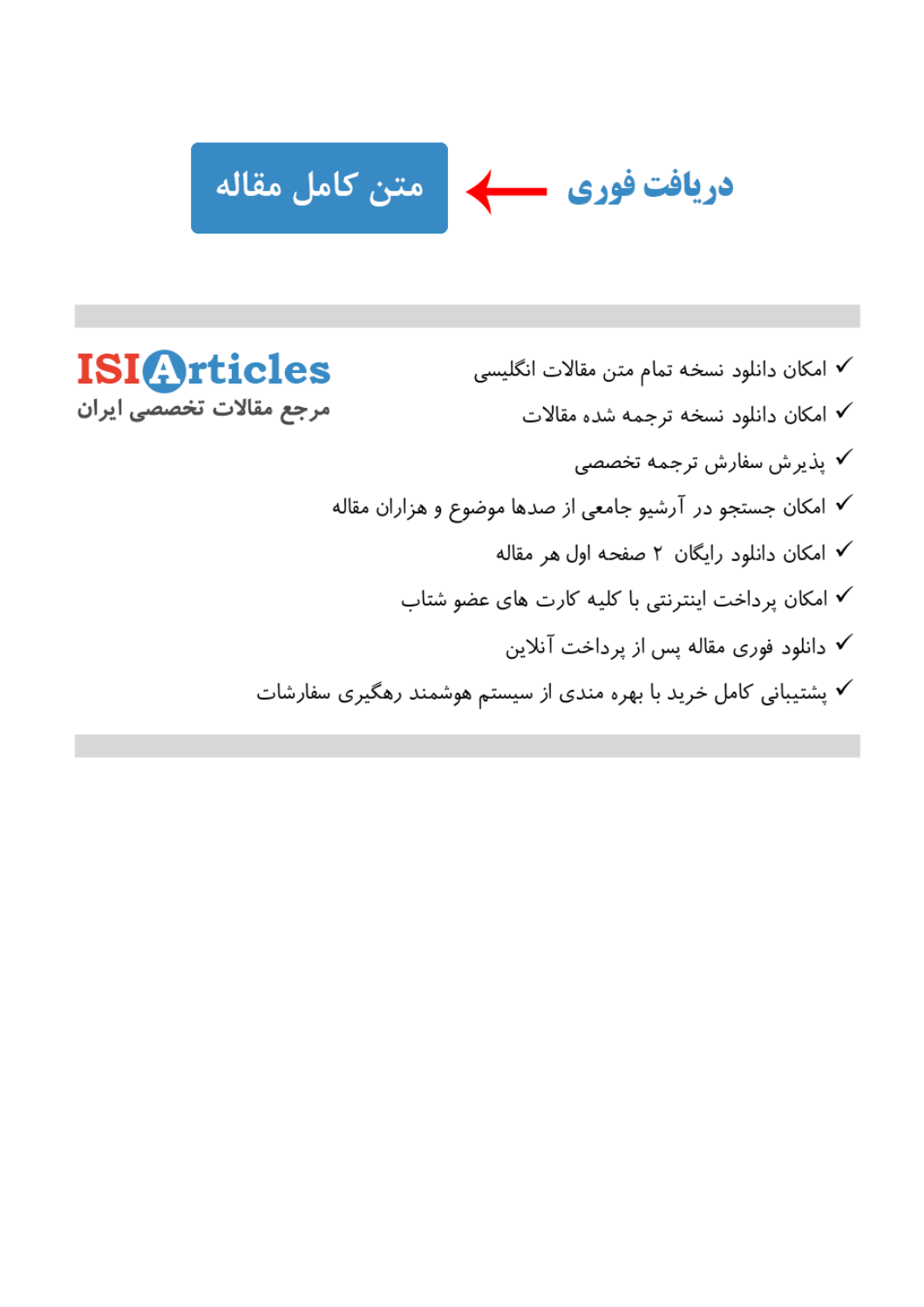دریافت فوری ← **متن کامل مقاله**

**ISIArticles**
مرجع مقالات تخصصی ایران

- ✓ امکان دانلود نسخه تمام متن مقالات انگلیسی
- ✓ امکان دانلود نسخه ترجمه شده مقالات
- ✓ پذیرش سفارش ترجمه تخصصی
- ✓ امکان جستجو در آرشیو جامعی از صدها موضوع و هزاران مقاله
- ✓ امکان دانلود رایگان ۲ صفحه اول هر مقاله
- ✓ امکان پرداخت اینترنتی با کلیه کارت های عضو شتاب
- ✓ دانلود فوری مقاله پس از پرداخت آنلاین
- ✓ پشتیبانی کامل خرید با بهره مندی از سیستم هوشمند رهگیری سفارشات